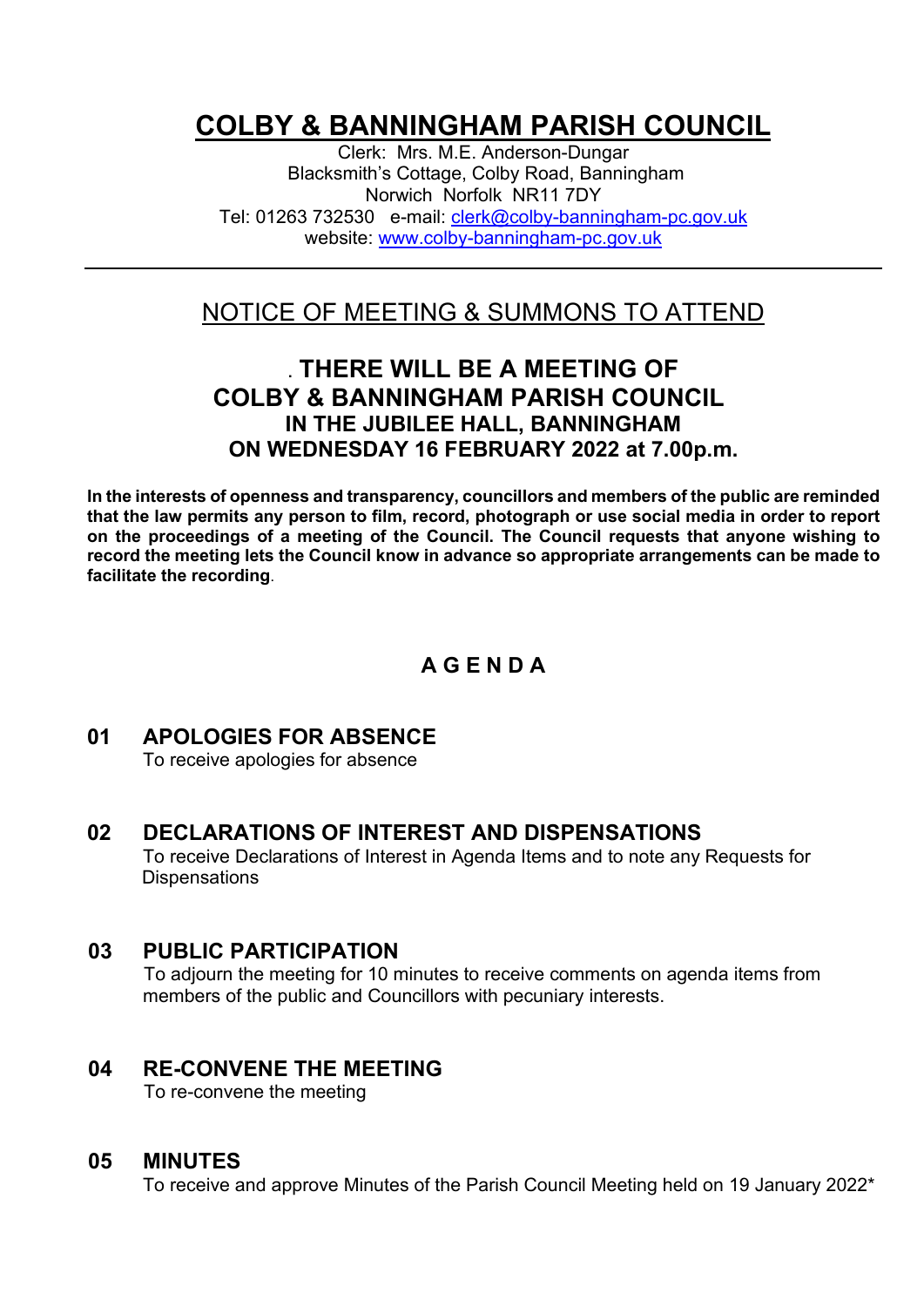# COLBY & BANNINGHAM PARISH COUNCIL

Clerk: Mrs. M.E. Anderson-Dungar
Blacksmith's Cottage, Colby Road, Banningham
Norwich Norfolk NR11 7DY
Tel: 01263 732530 e-mail: clerk@colby-banningham-pc.gov.uk
website: www.colby-banningham-pc.gov.uk

---

## NOTICE OF MEETING & SUMMONS TO ATTEND

## . THERE WILL BE A MEETING OF COLBY & BANNINGHAM PARISH COUNCIL

### IN THE JUBILEE HALL, BANNINGHAM ON WEDNESDAY 16 FEBRUARY 2022 at 7.00p.m.

**In the interests of openness and transparency, councillors and members of the public are reminded that the law permits any person to film, record, photograph or use social media in order to report on the proceedings of a meeting of the Council. The Council requests that anyone wishing to record the meeting lets the Council know in advance so appropriate arrangements can be made to facilitate the recording**.

## A G E N D A

### 01 APOLOGIES FOR ABSENCE

To receive apologies for absence

### 02 DECLARATIONS OF INTEREST AND DISPENSATIONS

To receive Declarations of Interest in Agenda Items and to note any Requests for Dispensations

### 03 PUBLIC PARTICIPATION

To adjourn the meeting for 10 minutes to receive comments on agenda items from members of the public and Councillors with pecuniary interests.

### 04 RE-CONVENE THE MEETING

To re-convene the meeting

### 05 MINUTES

To receive and approve Minutes of the Parish Council Meeting held on 19 January 2022*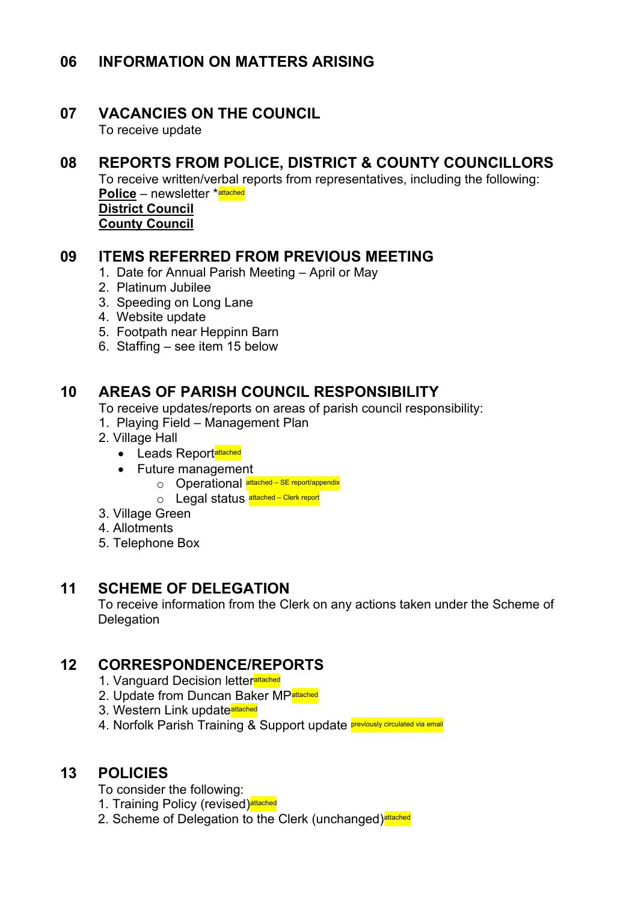## 06 INFORMATION ON MATTERS ARISING

## 07 VACANCIES ON THE COUNCIL

To receive update

## 08 REPORTS FROM POLICE, DISTRICT & COUNTY COUNCILLORS

To receive written/verbal reports from representatives, including the following:

**Police** – newsletter *attached

**District Council**

**County Council**

## 09 ITEMS REFERRED FROM PREVIOUS MEETING

1. Date for Annual Parish Meeting – April or May
2. Platinum Jubilee
3. Speeding on Long Lane
4. Website update
5. Footpath near Heppinn Barn
6. Staffing – see item 15 below

## 10 AREAS OF PARISH COUNCIL RESPONSIBILITY

To receive updates/reports on areas of parish council responsibility:

1. Playing Field – Management Plan
2. Village Hall
   - Leads Report attached
   - Future management
     - Operational attached – SE report/appendix
     - Legal status attached – Clerk report
3. Village Green
4. Allotments
5. Telephone Box

## 11 SCHEME OF DELEGATION

To receive information from the Clerk on any actions taken under the Scheme of Delegation

## 12 CORRESPONDENCE/REPORTS

1. Vanguard Decision letter attached
2. Update from Duncan Baker MP attached
3. Western Link update attached
4. Norfolk Parish Training & Support update previously circulated via email

## 13 POLICIES

To consider the following:

1. Training Policy (revised) attached
2. Scheme of Delegation to the Clerk (unchanged) attached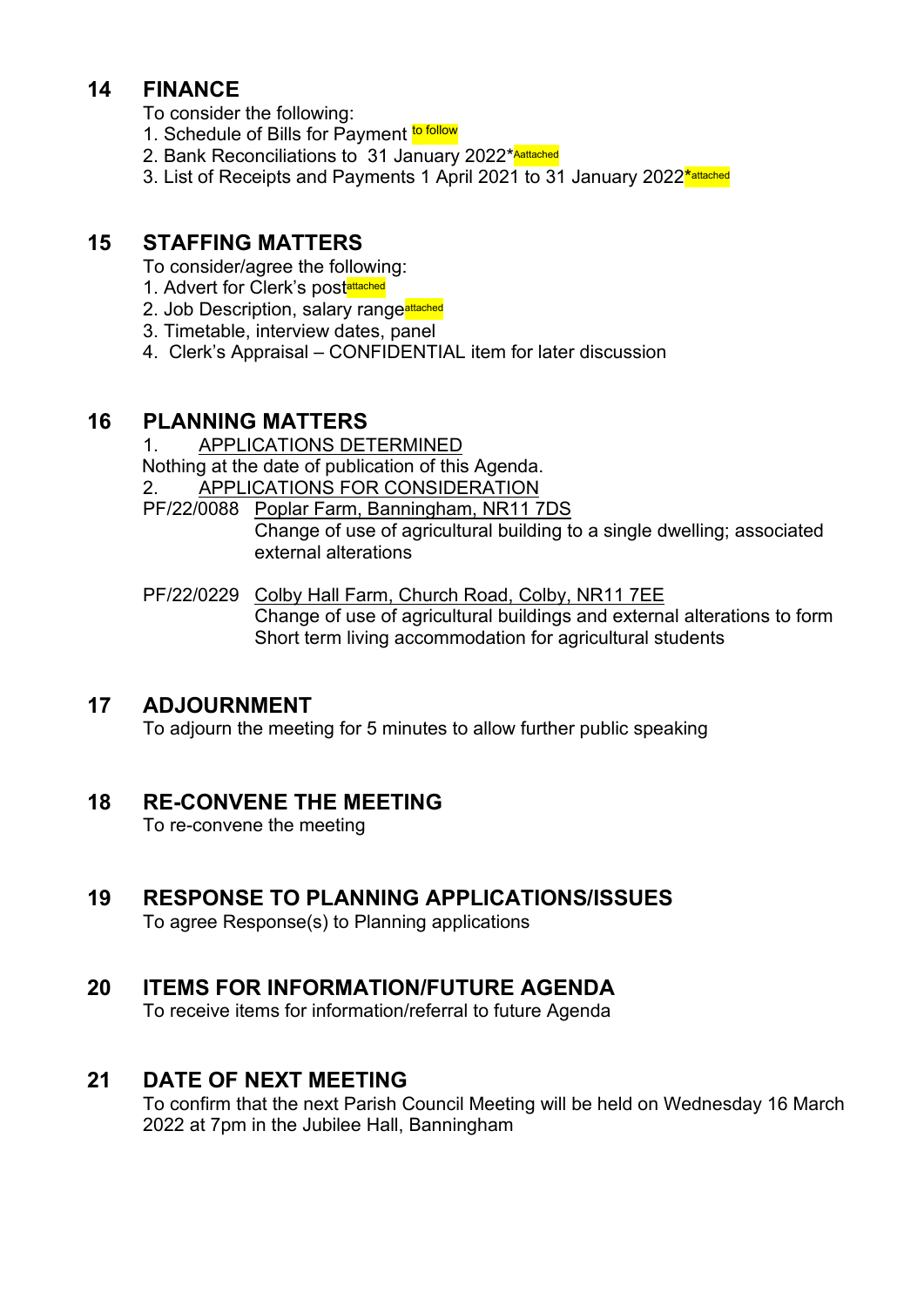## 14 FINANCE

To consider the following:

1. Schedule of Bills for Payment to follow
2. Bank Reconciliations to 31 January 2022*Aattached
3. List of Receipts and Payments 1 April 2021 to 31 January 2022*attached

## 15 STAFFING MATTERS

To consider/agree the following:

1. Advert for Clerk's postattached
2. Job Description, salary rangeattached
3. Timetable, interview dates, panel
4. Clerk's Appraisal – CONFIDENTIAL item for later discussion

## 16 PLANNING MATTERS

1. APPLICATIONS DETERMINED

Nothing at the date of publication of this Agenda.

2. APPLICATIONS FOR CONSIDERATION

PF/22/0088 Poplar Farm, Banningham, NR11 7DS
Change of use of agricultural building to a single dwelling; associated external alterations

PF/22/0229 Colby Hall Farm, Church Road, Colby, NR11 7EE
Change of use of agricultural buildings and external alterations to form Short term living accommodation for agricultural students

## 17 ADJOURNMENT

To adjourn the meeting for 5 minutes to allow further public speaking

## 18 RE-CONVENE THE MEETING

To re-convene the meeting

## 19 RESPONSE TO PLANNING APPLICATIONS/ISSUES

To agree Response(s) to Planning applications

## 20 ITEMS FOR INFORMATION/FUTURE AGENDA

To receive items for information/referral to future Agenda

## 21 DATE OF NEXT MEETING

To confirm that the next Parish Council Meeting will be held on Wednesday 16 March 2022 at 7pm in the Jubilee Hall, Banningham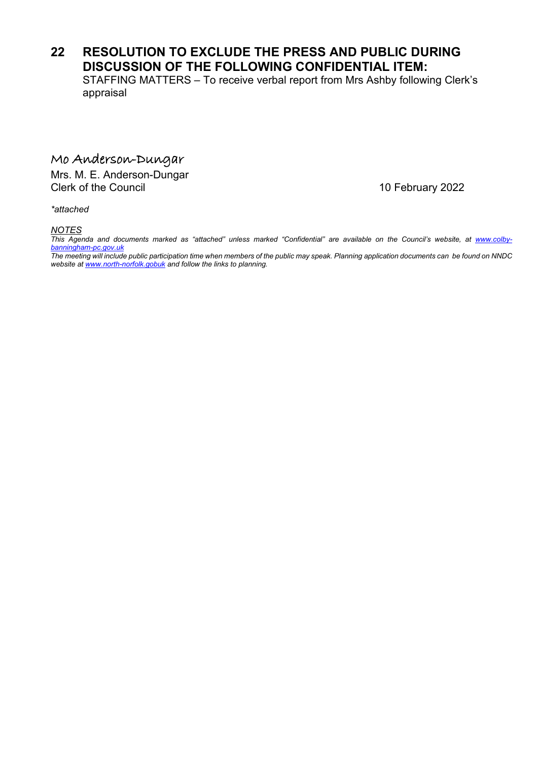## 22 RESOLUTION TO EXCLUDE THE PRESS AND PUBLIC DURING DISCUSSION OF THE FOLLOWING CONFIDENTIAL ITEM:

STAFFING MATTERS – To receive verbal report from Mrs Ashby following Clerk's appraisal

Mo Anderson-Dungar

Mrs. M. E. Anderson-Dungar
Clerk of the Council

10 February 2022

*\*attached*

<u>*NOTES*</u>

*This Agenda and documents marked as "attached" unless marked "Confidential" are available on the Council's website, at [www.colby-banningham-pc.gov.uk](www.colby-banningham-pc.gov.uk)*

*The meeting will include public participation time when members of the public may speak. Planning application documents can be found on NNDC website at [www.north-norfolk.gobuk](www.north-norfolk.gobuk) and follow the links to planning.*